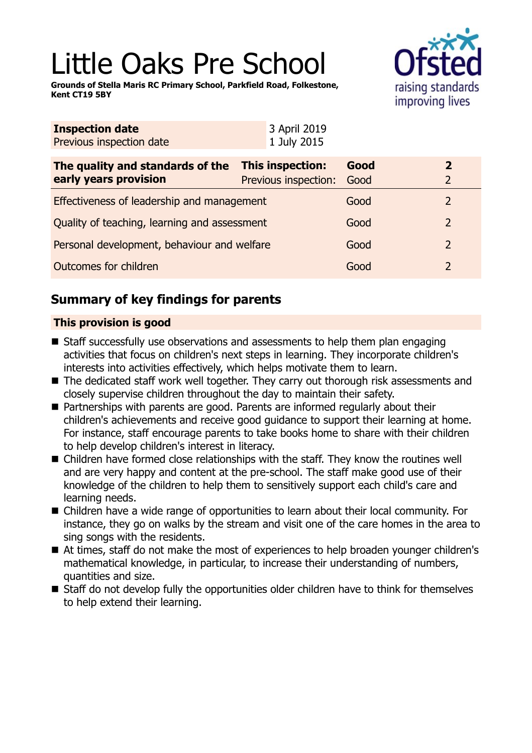# Little Oaks Pre School

**Grounds of Stella Maris RC Primary School, Parkfield Road, Folkestone, Kent CT19 5BY**

| **Inspection date** | 3 April 2019 |
|---|---|
| Previous inspection date | 1 July 2015 |

| **The quality and standards of the early years provision** | **This inspection:** | **Good** | **2** |
|---|---|---|---|
| | Previous inspection: | Good | 2 |
| Effectiveness of leadership and management | | Good | 2 |
| Quality of teaching, learning and assessment | | Good | 2 |
| Personal development, behaviour and welfare | | Good | 2 |
| Outcomes for children | | Good | 2 |

## Summary of key findings for parents

**This provision is good**

- Staff successfully use observations and assessments to help them plan engaging activities that focus on children's next steps in learning. They incorporate children's interests into activities effectively, which helps motivate them to learn.
- The dedicated staff work well together. They carry out thorough risk assessments and closely supervise children throughout the day to maintain their safety.
- Partnerships with parents are good. Parents are informed regularly about their children's achievements and receive good guidance to support their learning at home. For instance, staff encourage parents to take books home to share with their children to help develop children's interest in literacy.
- Children have formed close relationships with the staff. They know the routines well and are very happy and content at the pre-school. The staff make good use of their knowledge of the children to help them to sensitively support each child's care and learning needs.
- Children have a wide range of opportunities to learn about their local community. For instance, they go on walks by the stream and visit one of the care homes in the area to sing songs with the residents.
- At times, staff do not make the most of experiences to help broaden younger children's mathematical knowledge, in particular, to increase their understanding of numbers, quantities and size.
- Staff do not develop fully the opportunities older children have to think for themselves to help extend their learning.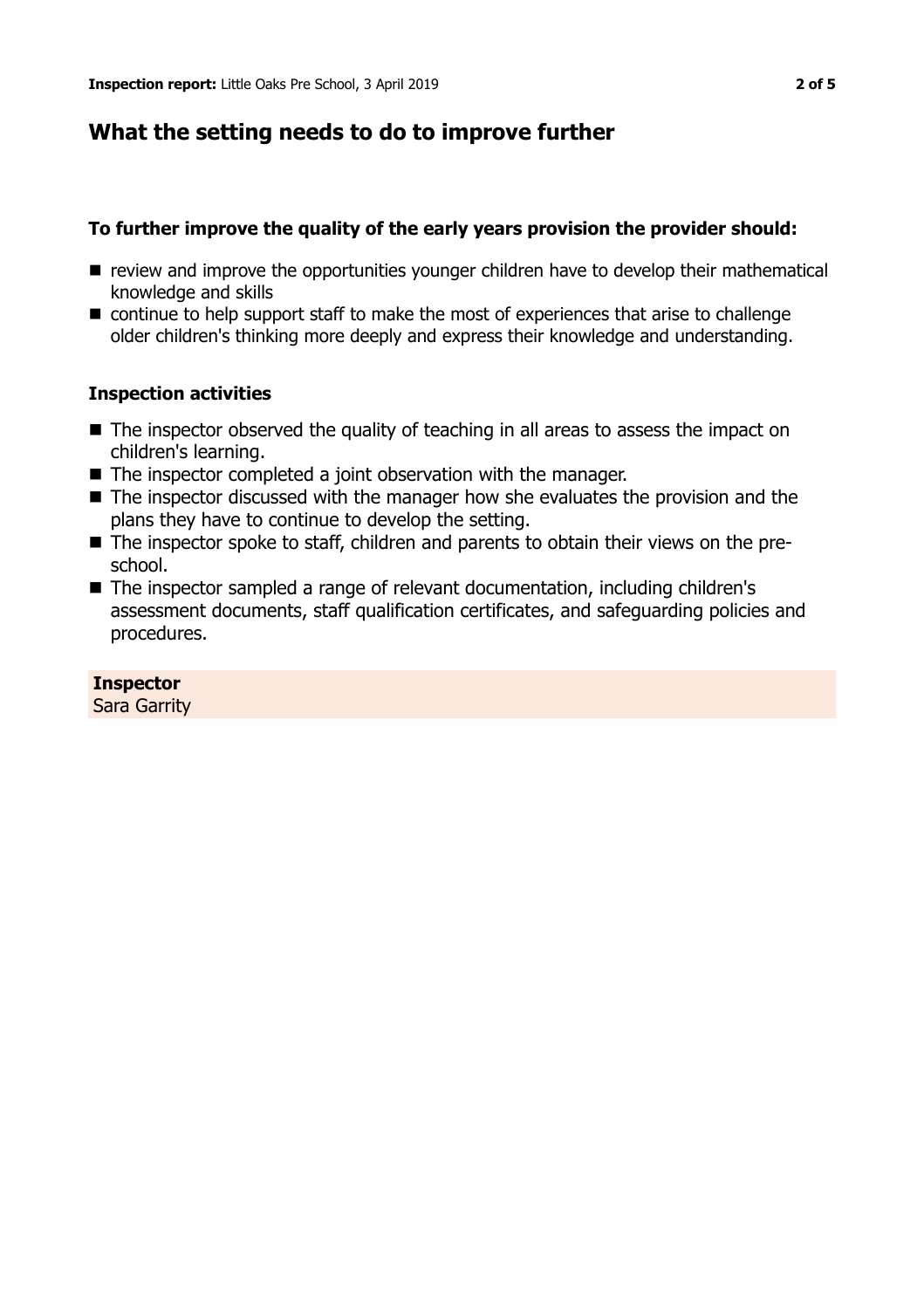## What the setting needs to do to improve further

### To further improve the quality of the early years provision the provider should:

- review and improve the opportunities younger children have to develop their mathematical knowledge and skills
- continue to help support staff to make the most of experiences that arise to challenge older children's thinking more deeply and express their knowledge and understanding.

### Inspection activities

- The inspector observed the quality of teaching in all areas to assess the impact on children's learning.
- The inspector completed a joint observation with the manager.
- The inspector discussed with the manager how she evaluates the provision and the plans they have to continue to develop the setting.
- The inspector spoke to staff, children and parents to obtain their views on the pre-school.
- The inspector sampled a range of relevant documentation, including children's assessment documents, staff qualification certificates, and safeguarding policies and procedures.

**Inspector**
Sara Garrity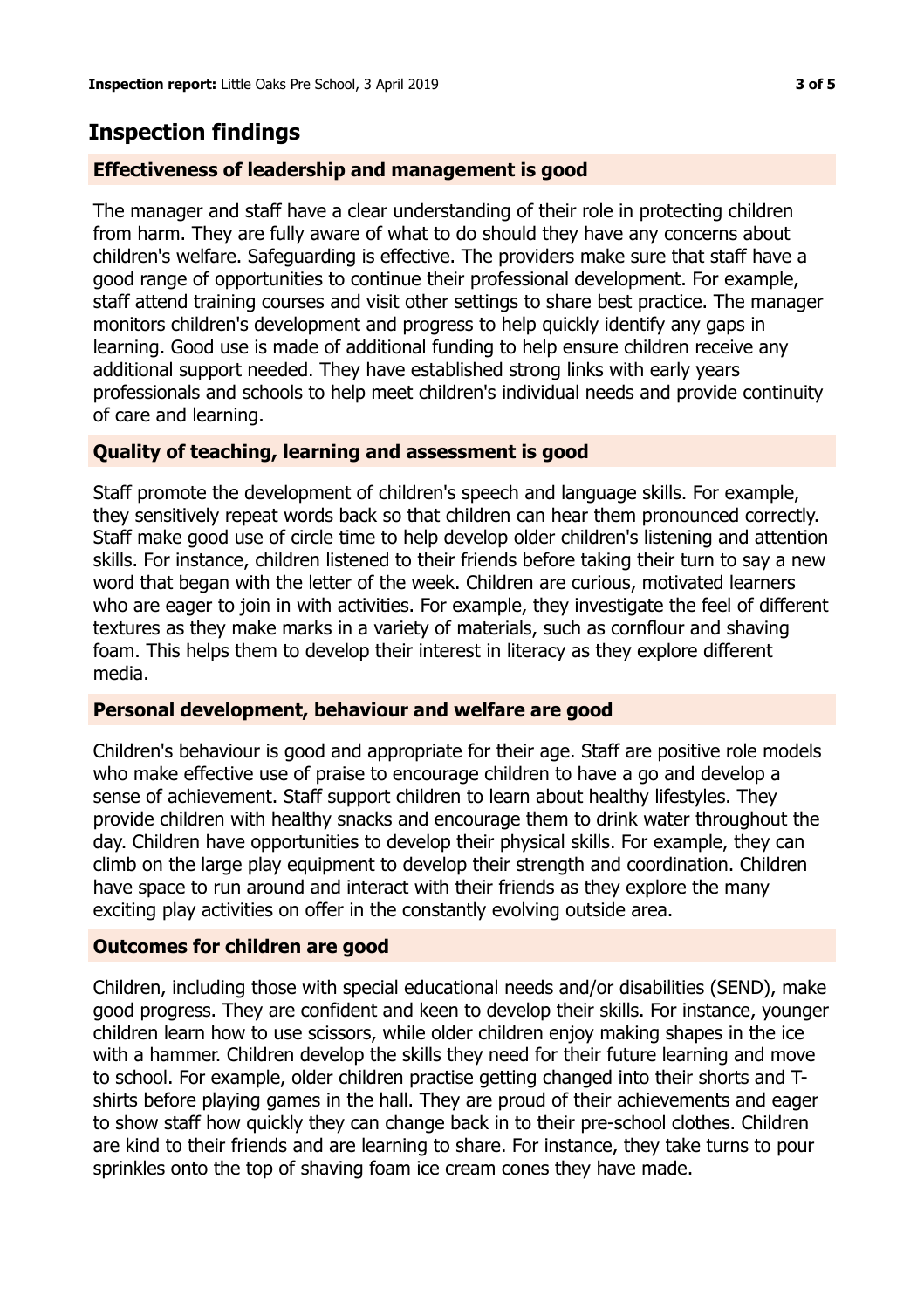## Inspection findings

### Effectiveness of leadership and management is good

The manager and staff have a clear understanding of their role in protecting children from harm. They are fully aware of what to do should they have any concerns about children's welfare. Safeguarding is effective. The providers make sure that staff have a good range of opportunities to continue their professional development. For example, staff attend training courses and visit other settings to share best practice. The manager monitors children's development and progress to help quickly identify any gaps in learning. Good use is made of additional funding to help ensure children receive any additional support needed. They have established strong links with early years professionals and schools to help meet children's individual needs and provide continuity of care and learning.

### Quality of teaching, learning and assessment is good

Staff promote the development of children's speech and language skills. For example, they sensitively repeat words back so that children can hear them pronounced correctly. Staff make good use of circle time to help develop older children's listening and attention skills. For instance, children listened to their friends before taking their turn to say a new word that began with the letter of the week. Children are curious, motivated learners who are eager to join in with activities. For example, they investigate the feel of different textures as they make marks in a variety of materials, such as cornflour and shaving foam. This helps them to develop their interest in literacy as they explore different media.

### Personal development, behaviour and welfare are good

Children's behaviour is good and appropriate for their age. Staff are positive role models who make effective use of praise to encourage children to have a go and develop a sense of achievement. Staff support children to learn about healthy lifestyles. They provide children with healthy snacks and encourage them to drink water throughout the day. Children have opportunities to develop their physical skills. For example, they can climb on the large play equipment to develop their strength and coordination. Children have space to run around and interact with their friends as they explore the many exciting play activities on offer in the constantly evolving outside area.

### Outcomes for children are good

Children, including those with special educational needs and/or disabilities (SEND), make good progress. They are confident and keen to develop their skills. For instance, younger children learn how to use scissors, while older children enjoy making shapes in the ice with a hammer. Children develop the skills they need for their future learning and move to school. For example, older children practise getting changed into their shorts and T-shirts before playing games in the hall. They are proud of their achievements and eager to show staff how quickly they can change back in to their pre-school clothes. Children are kind to their friends and are learning to share. For instance, they take turns to pour sprinkles onto the top of shaving foam ice cream cones they have made.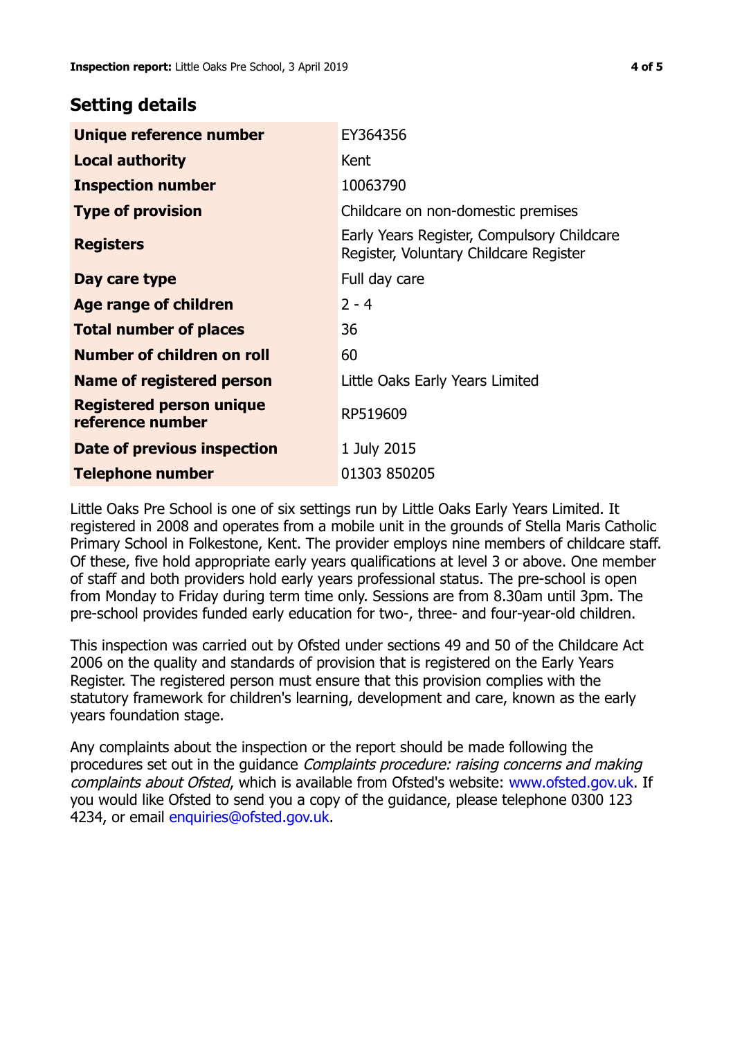## Setting details

| | |
|---|---|
| **Unique reference number** | EY364356 |
| **Local authority** | Kent |
| **Inspection number** | 10063790 |
| **Type of provision** | Childcare on non-domestic premises |
| **Registers** | Early Years Register, Compulsory Childcare Register, Voluntary Childcare Register |
| **Day care type** | Full day care |
| **Age range of children** | 2 - 4 |
| **Total number of places** | 36 |
| **Number of children on roll** | 60 |
| **Name of registered person** | Little Oaks Early Years Limited |
| **Registered person unique reference number** | RP519609 |
| **Date of previous inspection** | 1 July 2015 |
| **Telephone number** | 01303 850205 |

Little Oaks Pre School is one of six settings run by Little Oaks Early Years Limited. It registered in 2008 and operates from a mobile unit in the grounds of Stella Maris Catholic Primary School in Folkestone, Kent. The provider employs nine members of childcare staff. Of these, five hold appropriate early years qualifications at level 3 or above. One member of staff and both providers hold early years professional status. The pre-school is open from Monday to Friday during term time only. Sessions are from 8.30am until 3pm. The pre-school provides funded early education for two-, three- and four-year-old children.

This inspection was carried out by Ofsted under sections 49 and 50 of the Childcare Act 2006 on the quality and standards of provision that is registered on the Early Years Register. The registered person must ensure that this provision complies with the statutory framework for children's learning, development and care, known as the early years foundation stage.

Any complaints about the inspection or the report should be made following the procedures set out in the guidance *Complaints procedure: raising concerns and making complaints about Ofsted*, which is available from Ofsted's website: www.ofsted.gov.uk. If you would like Ofsted to send you a copy of the guidance, please telephone 0300 123 4234, or email enquiries@ofsted.gov.uk.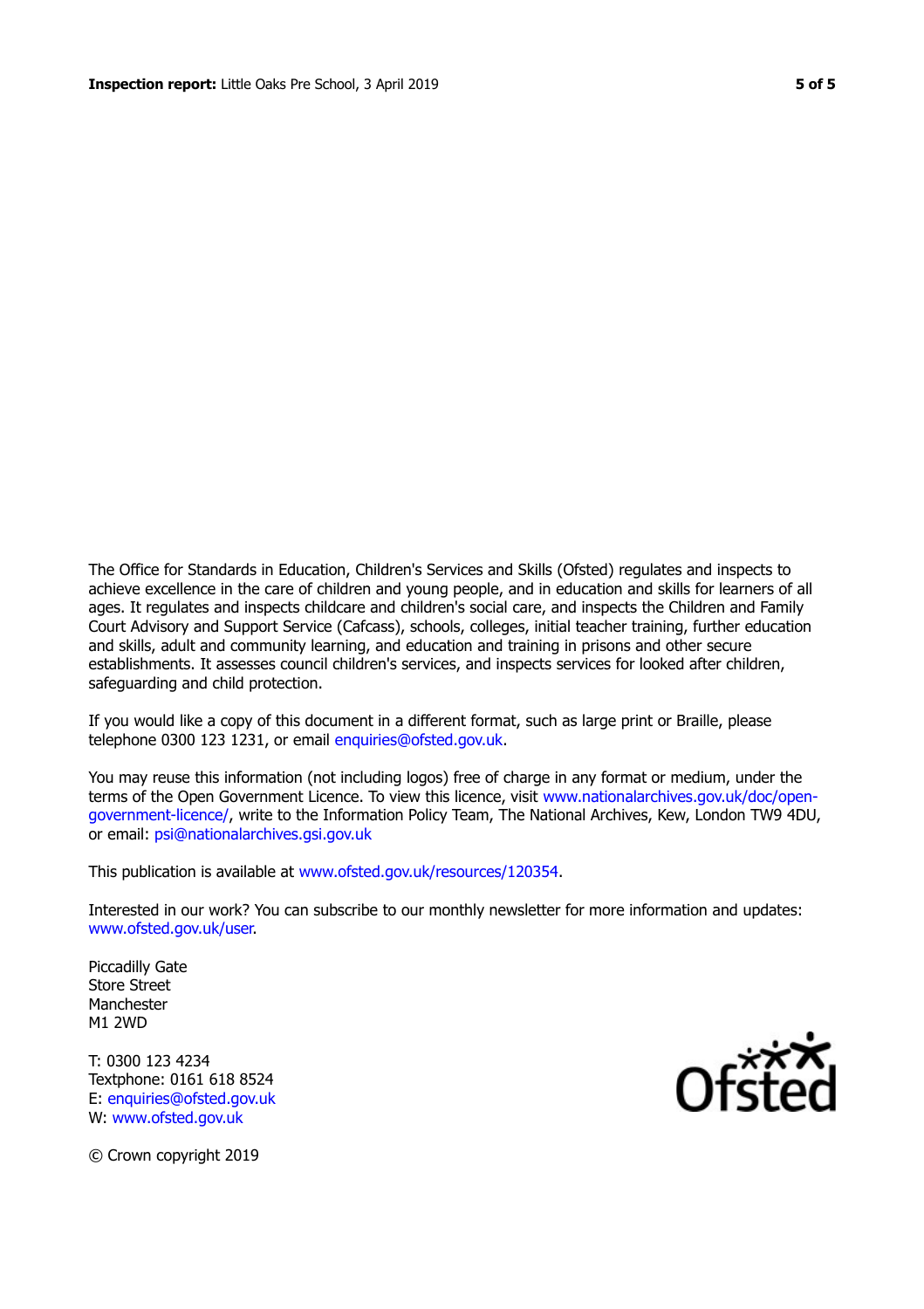The Office for Standards in Education, Children's Services and Skills (Ofsted) regulates and inspects to achieve excellence in the care of children and young people, and in education and skills for learners of all ages. It regulates and inspects childcare and children's social care, and inspects the Children and Family Court Advisory and Support Service (Cafcass), schools, colleges, initial teacher training, further education and skills, adult and community learning, and education and training in prisons and other secure establishments. It assesses council children's services, and inspects services for looked after children, safeguarding and child protection.

If you would like a copy of this document in a different format, such as large print or Braille, please telephone 0300 123 1231, or email enquiries@ofsted.gov.uk.

You may reuse this information (not including logos) free of charge in any format or medium, under the terms of the Open Government Licence. To view this licence, visit www.nationalarchives.gov.uk/doc/open-government-licence/, write to the Information Policy Team, The National Archives, Kew, London TW9 4DU, or email: psi@nationalarchives.gsi.gov.uk

This publication is available at www.ofsted.gov.uk/resources/120354.

Interested in our work? You can subscribe to our monthly newsletter for more information and updates: www.ofsted.gov.uk/user.

Piccadilly Gate
Store Street
Manchester
M1 2WD

T: 0300 123 4234
Textphone: 0161 618 8524
E: enquiries@ofsted.gov.uk
W: www.ofsted.gov.uk

© Crown copyright 2019